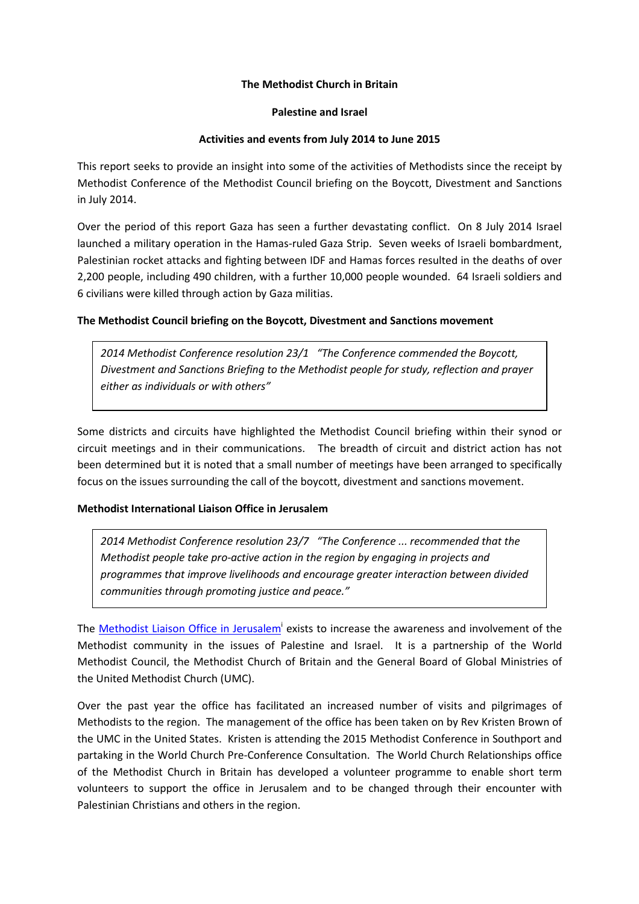**The Methodist Church in Britain**

**Palestine and Israel**

**Activities and events from July 2014 to June 2015**

This report seeks to provide an insight into some of the activities of Methodists since the receipt by Methodist Conference of the Methodist Council briefing on the Boycott, Divestment and Sanctions in July 2014.

Over the period of this report Gaza has seen a further devastating conflict. On 8 July 2014 Israel launched a military operation in the Hamas-ruled Gaza Strip. Seven weeks of Israeli bombardment, Palestinian rocket attacks and fighting between IDF and Hamas forces resulted in the deaths of over 2,200 people, including 490 children, with a further 10,000 people wounded. 64 Israeli soldiers and 6 civilians were killed through action by Gaza militias.

**The Methodist Council briefing on the Boycott, Divestment and Sanctions movement**

> *2014 Methodist Conference resolution 23/1 "The Conference commended the Boycott, Divestment and Sanctions Briefing to the Methodist people for study, reflection and prayer either as individuals or with others"*

Some districts and circuits have highlighted the Methodist Council briefing within their synod or circuit meetings and in their communications. The breadth of circuit and district action has not been determined but it is noted that a small number of meetings have been arranged to specifically focus on the issues surrounding the call of the boycott, divestment and sanctions movement.

**Methodist International Liaison Office in Jerusalem**

> *2014 Methodist Conference resolution 23/7 "The Conference ... recommended that the Methodist people take pro-active action in the region by engaging in projects and programmes that improve livelihoods and encourage greater interaction between divided communities through promoting justice and peace."*

The Methodist Liaison Office in Jerusalem[i] exists to increase the awareness and involvement of the Methodist community in the issues of Palestine and Israel. It is a partnership of the World Methodist Council, the Methodist Church of Britain and the General Board of Global Ministries of the United Methodist Church (UMC).

Over the past year the office has facilitated an increased number of visits and pilgrimages of Methodists to the region. The management of the office has been taken on by Rev Kristen Brown of the UMC in the United States. Kristen is attending the 2015 Methodist Conference in Southport and partaking in the World Church Pre-Conference Consultation. The World Church Relationships office of the Methodist Church in Britain has developed a volunteer programme to enable short term volunteers to support the office in Jerusalem and to be changed through their encounter with Palestinian Christians and others in the region.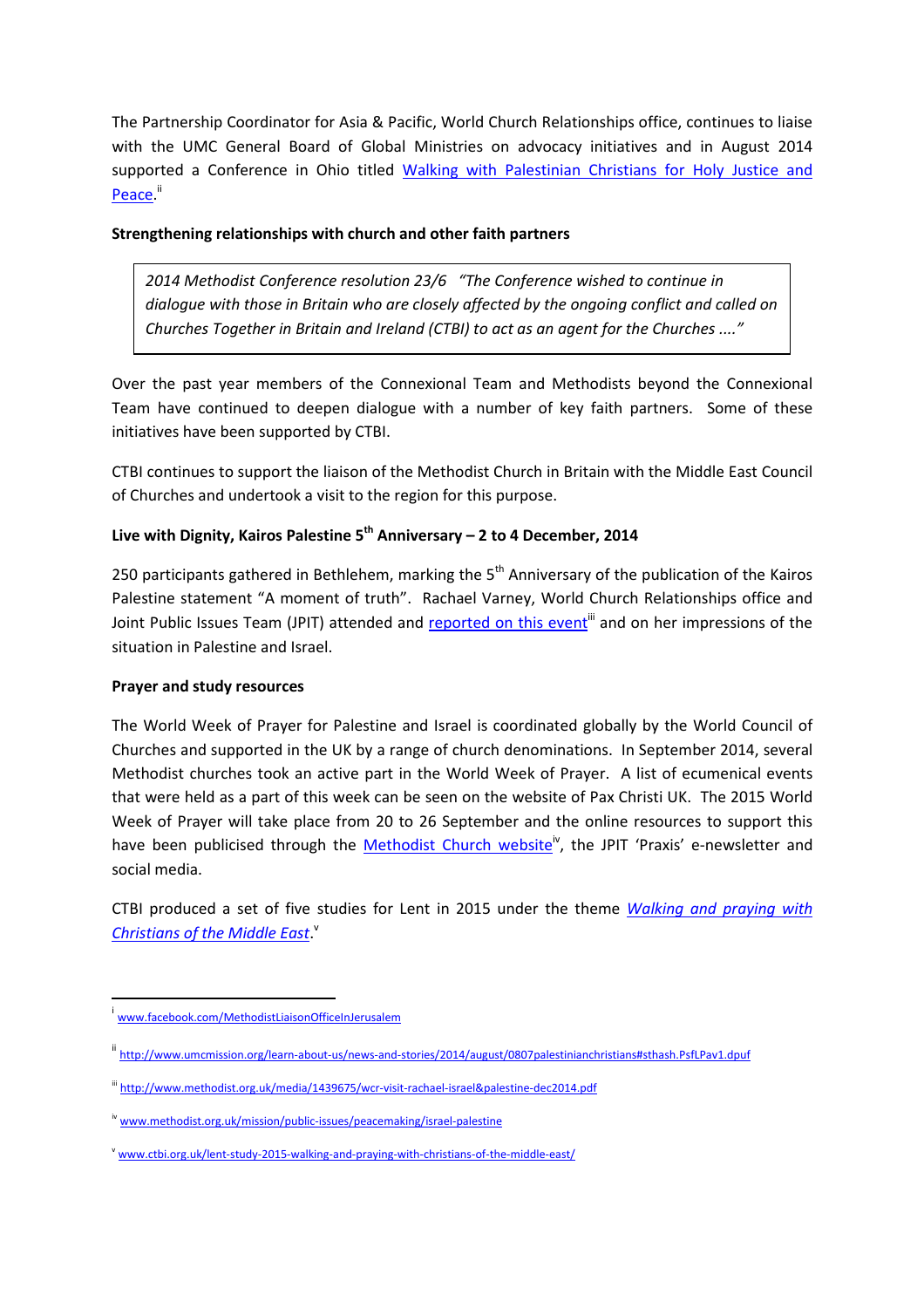The Partnership Coordinator for Asia & Pacific, World Church Relationships office, continues to liaise with the UMC General Board of Global Ministries on advocacy initiatives and in August 2014 supported a Conference in Ohio titled Walking with Palestinian Christians for Holy Justice and Peace.[ii]

**Strengthening relationships with church and other faith partners**

> *2014 Methodist Conference resolution 23/6 "The Conference wished to continue in dialogue with those in Britain who are closely affected by the ongoing conflict and called on Churches Together in Britain and Ireland (CTBI) to act as an agent for the Churches ...."*

Over the past year members of the Connexional Team and Methodists beyond the Connexional Team have continued to deepen dialogue with a number of key faith partners. Some of these initiatives have been supported by CTBI.

CTBI continues to support the liaison of the Methodist Church in Britain with the Middle East Council of Churches and undertook a visit to the region for this purpose.

**Live with Dignity, Kairos Palestine 5th Anniversary – 2 to 4 December, 2014**

250 participants gathered in Bethlehem, marking the 5th Anniversary of the publication of the Kairos Palestine statement "A moment of truth". Rachael Varney, World Church Relationships office and Joint Public Issues Team (JPIT) attended and reported on this event[iii] and on her impressions of the situation in Palestine and Israel.

**Prayer and study resources**

The World Week of Prayer for Palestine and Israel is coordinated globally by the World Council of Churches and supported in the UK by a range of church denominations. In September 2014, several Methodist churches took an active part in the World Week of Prayer. A list of ecumenical events that were held as a part of this week can be seen on the website of Pax Christi UK. The 2015 World Week of Prayer will take place from 20 to 26 September and the online resources to support this have been publicised through the Methodist Church website[iv], the JPIT 'Praxis' e-newsletter and social media.

CTBI produced a set of five studies for Lent in 2015 under the theme *Walking and praying with Christians of the Middle East*.[v]

---

[i] www.facebook.com/MethodistLiaisonOfficeInJerusalem

[ii] http://www.umcmission.org/learn-about-us/news-and-stories/2014/august/0807palestinianchristians#sthash.PsfLPav1.dpuf

[iii] http://www.methodist.org.uk/media/1439675/wcr-visit-rachael-israel&palestine-dec2014.pdf

[iv] www.methodist.org.uk/mission/public-issues/peacemaking/israel-palestine

[v] www.ctbi.org.uk/lent-study-2015-walking-and-praying-with-christians-of-the-middle-east/